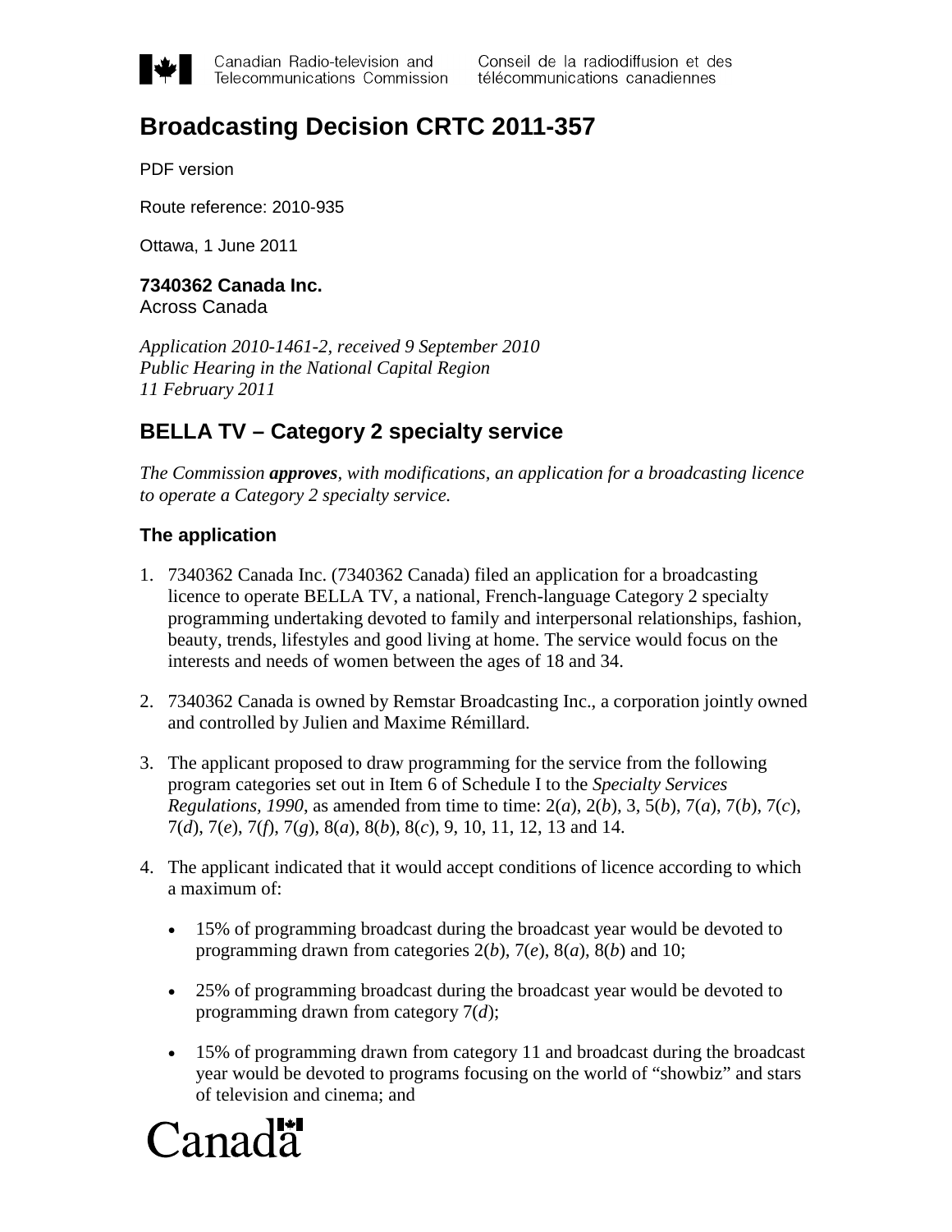Canadian Radio-television and Telecommunications Commission

Conseil de la radiodiffusion et des télécommunications canadiennes

# Broadcasting Decision CRTC 2011-357

PDF version

Route reference: 2010-935

Ottawa, 1 June 2011

**7340362 Canada Inc.**
Across Canada

*Application 2010-1461-2, received 9 September 2010*
*Public Hearing in the National Capital Region*
*11 February 2011*

## BELLA TV – Category 2 specialty service

*The Commission **approves**, with modifications, an application for a broadcasting licence to operate a Category 2 specialty service.*

### The application

1. 7340362 Canada Inc. (7340362 Canada) filed an application for a broadcasting licence to operate BELLA TV, a national, French-language Category 2 specialty programming undertaking devoted to family and interpersonal relationships, fashion, beauty, trends, lifestyles and good living at home. The service would focus on the interests and needs of women between the ages of 18 and 34.

2. 7340362 Canada is owned by Remstar Broadcasting Inc., a corporation jointly owned and controlled by Julien and Maxime Rémillard.

3. The applicant proposed to draw programming for the service from the following program categories set out in Item 6 of Schedule I to the *Specialty Services Regulations, 1990*, as amended from time to time: 2(*a*), 2(*b*), 3, 5(*b*), 7(*a*), 7(*b*), 7(*c*), 7(*d*), 7(*e*), 7(*f*), 7(*g*), 8(*a*), 8(*b*), 8(*c*), 9, 10, 11, 12, 13 and 14.

4. The applicant indicated that it would accept conditions of licence according to which a maximum of:

   - 15% of programming broadcast during the broadcast year would be devoted to programming drawn from categories 2(*b*), 7(*e*), 8(*a*), 8(*b*) and 10;
   - 25% of programming broadcast during the broadcast year would be devoted to programming drawn from category 7(*d*);
   - 15% of programming drawn from category 11 and broadcast during the broadcast year would be devoted to programs focusing on the world of "showbiz" and stars of television and cinema; and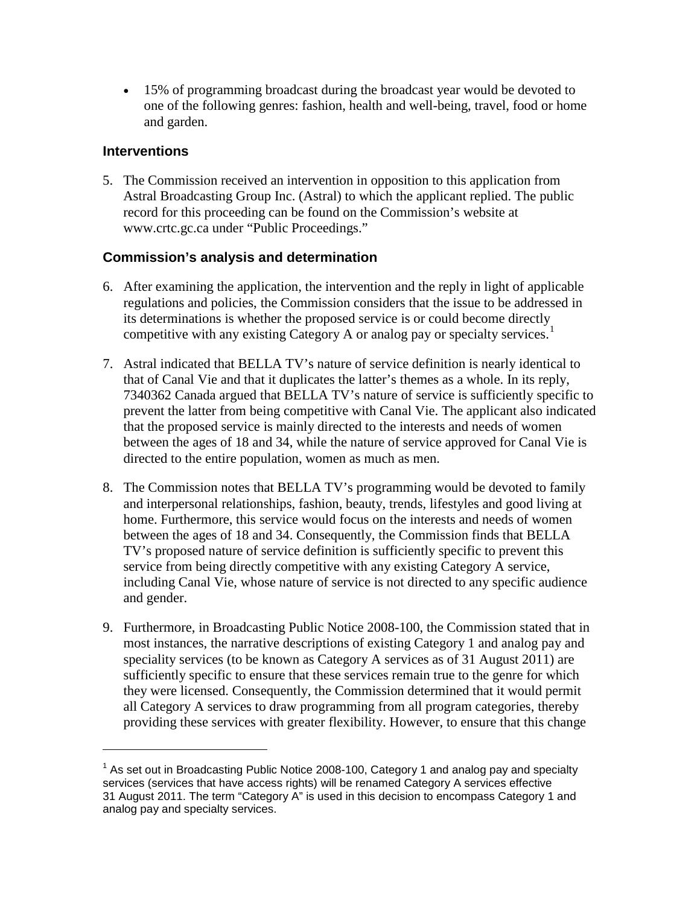- 15% of programming broadcast during the broadcast year would be devoted to one of the following genres: fashion, health and well-being, travel, food or home and garden.

### Interventions

5. The Commission received an intervention in opposition to this application from Astral Broadcasting Group Inc. (Astral) to which the applicant replied. The public record for this proceeding can be found on the Commission's website at www.crtc.gc.ca under "Public Proceedings."

### Commission's analysis and determination

6. After examining the application, the intervention and the reply in light of applicable regulations and policies, the Commission considers that the issue to be addressed in its determinations is whether the proposed service is or could become directly competitive with any existing Category A or analog pay or specialty services.[1]

7. Astral indicated that BELLA TV's nature of service definition is nearly identical to that of Canal Vie and that it duplicates the latter's themes as a whole. In its reply, 7340362 Canada argued that BELLA TV's nature of service is sufficiently specific to prevent the latter from being competitive with Canal Vie. The applicant also indicated that the proposed service is mainly directed to the interests and needs of women between the ages of 18 and 34, while the nature of service approved for Canal Vie is directed to the entire population, women as much as men.

8. The Commission notes that BELLA TV's programming would be devoted to family and interpersonal relationships, fashion, beauty, trends, lifestyles and good living at home. Furthermore, this service would focus on the interests and needs of women between the ages of 18 and 34. Consequently, the Commission finds that BELLA TV's proposed nature of service definition is sufficiently specific to prevent this service from being directly competitive with any existing Category A service, including Canal Vie, whose nature of service is not directed to any specific audience and gender.

9. Furthermore, in Broadcasting Public Notice 2008-100, the Commission stated that in most instances, the narrative descriptions of existing Category 1 and analog pay and speciality services (to be known as Category A services as of 31 August 2011) are sufficiently specific to ensure that these services remain true to the genre for which they were licensed. Consequently, the Commission determined that it would permit all Category A services to draw programming from all program categories, thereby providing these services with greater flexibility. However, to ensure that this change

---

[1] As set out in Broadcasting Public Notice 2008-100, Category 1 and analog pay and specialty services (services that have access rights) will be renamed Category A services effective 31 August 2011. The term "Category A" is used in this decision to encompass Category 1 and analog pay and specialty services.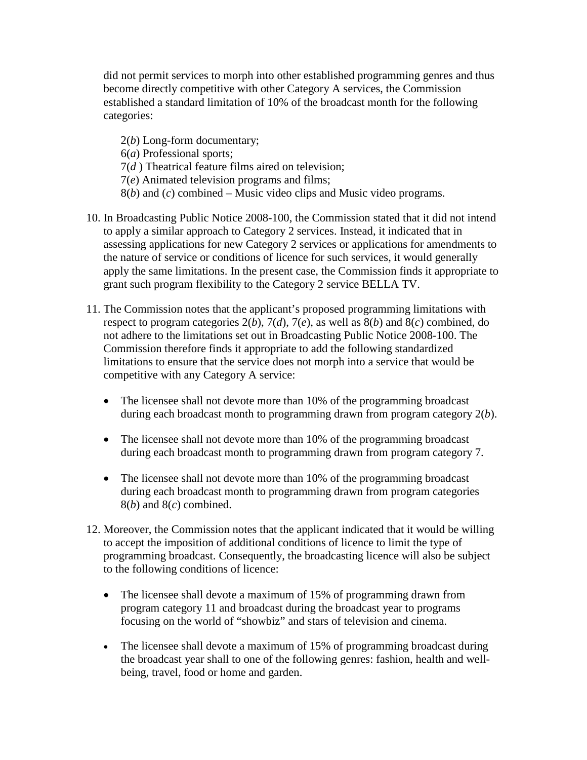did not permit services to morph into other established programming genres and thus become directly competitive with other Category A services, the Commission established a standard limitation of 10% of the broadcast month for the following categories:

2(*b*) Long-form documentary;
6(*a*) Professional sports;
7(*d* ) Theatrical feature films aired on television;
7(*e*) Animated television programs and films;
8(*b*) and (*c*) combined – Music video clips and Music video programs.

10. In Broadcasting Public Notice 2008-100, the Commission stated that it did not intend to apply a similar approach to Category 2 services. Instead, it indicated that in assessing applications for new Category 2 services or applications for amendments to the nature of service or conditions of licence for such services, it would generally apply the same limitations. In the present case, the Commission finds it appropriate to grant such program flexibility to the Category 2 service BELLA TV.

11. The Commission notes that the applicant's proposed programming limitations with respect to program categories 2(*b*), 7(*d*), 7(*e*), as well as 8(*b*) and 8(*c*) combined, do not adhere to the limitations set out in Broadcasting Public Notice 2008-100. The Commission therefore finds it appropriate to add the following standardized limitations to ensure that the service does not morph into a service that would be competitive with any Category A service:

- The licensee shall not devote more than 10% of the programming broadcast during each broadcast month to programming drawn from program category 2(*b*).

- The licensee shall not devote more than 10% of the programming broadcast during each broadcast month to programming drawn from program category 7.

- The licensee shall not devote more than 10% of the programming broadcast during each broadcast month to programming drawn from program categories 8(*b*) and 8(*c*) combined.

12. Moreover, the Commission notes that the applicant indicated that it would be willing to accept the imposition of additional conditions of licence to limit the type of programming broadcast. Consequently, the broadcasting licence will also be subject to the following conditions of licence:

- The licensee shall devote a maximum of 15% of programming drawn from program category 11 and broadcast during the broadcast year to programs focusing on the world of "showbiz" and stars of television and cinema.

- The licensee shall devote a maximum of 15% of programming broadcast during the broadcast year shall to one of the following genres: fashion, health and well-being, travel, food or home and garden.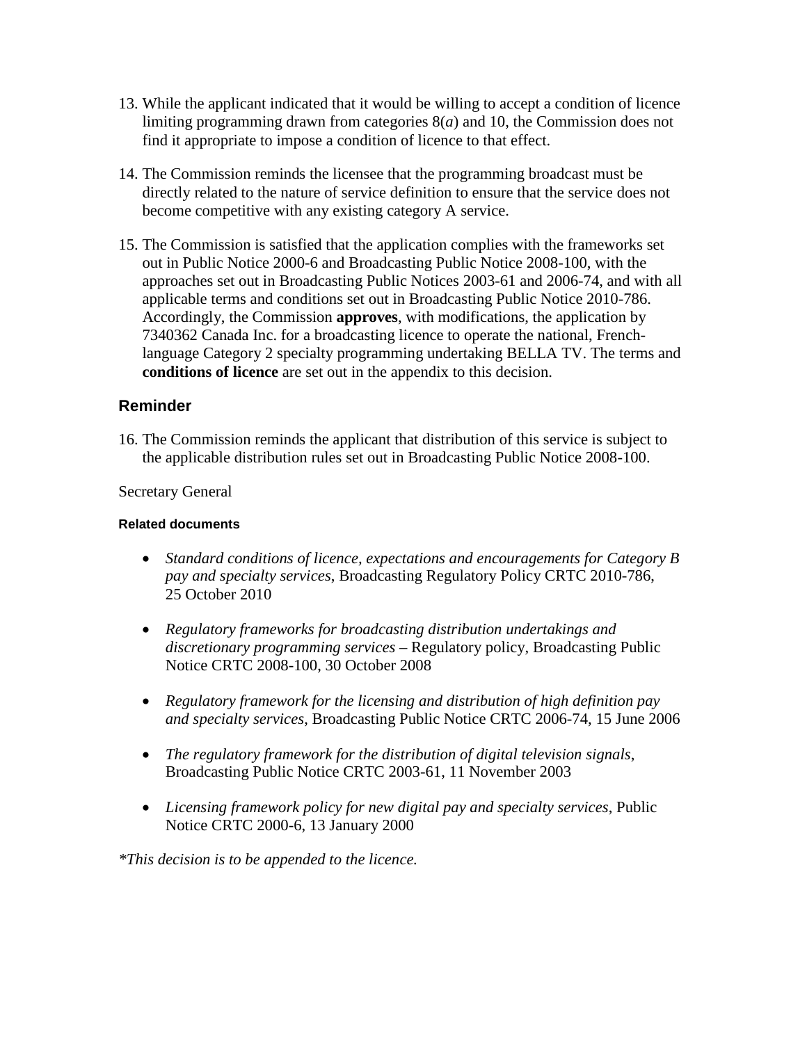13. While the applicant indicated that it would be willing to accept a condition of licence limiting programming drawn from categories 8(*a*) and 10, the Commission does not find it appropriate to impose a condition of licence to that effect.

14. The Commission reminds the licensee that the programming broadcast must be directly related to the nature of service definition to ensure that the service does not become competitive with any existing category A service.

15. The Commission is satisfied that the application complies with the frameworks set out in Public Notice 2000-6 and Broadcasting Public Notice 2008-100, with the approaches set out in Broadcasting Public Notices 2003-61 and 2006-74, and with all applicable terms and conditions set out in Broadcasting Public Notice 2010-786. Accordingly, the Commission **approves**, with modifications, the application by 7340362 Canada Inc. for a broadcasting licence to operate the national, French-language Category 2 specialty programming undertaking BELLA TV. The terms and **conditions of licence** are set out in the appendix to this decision.

## Reminder

16. The Commission reminds the applicant that distribution of this service is subject to the applicable distribution rules set out in Broadcasting Public Notice 2008-100.

Secretary General

#### Related documents

- *Standard conditions of licence, expectations and encouragements for Category B pay and specialty services*, Broadcasting Regulatory Policy CRTC 2010-786, 25 October 2010
- *Regulatory frameworks for broadcasting distribution undertakings and discretionary programming services* – Regulatory policy, Broadcasting Public Notice CRTC 2008-100, 30 October 2008
- *Regulatory framework for the licensing and distribution of high definition pay and specialty services*, Broadcasting Public Notice CRTC 2006-74, 15 June 2006
- *The regulatory framework for the distribution of digital television signals*, Broadcasting Public Notice CRTC 2003-61, 11 November 2003
- *Licensing framework policy for new digital pay and specialty services*, Public Notice CRTC 2000-6, 13 January 2000

*\*This decision is to be appended to the licence.*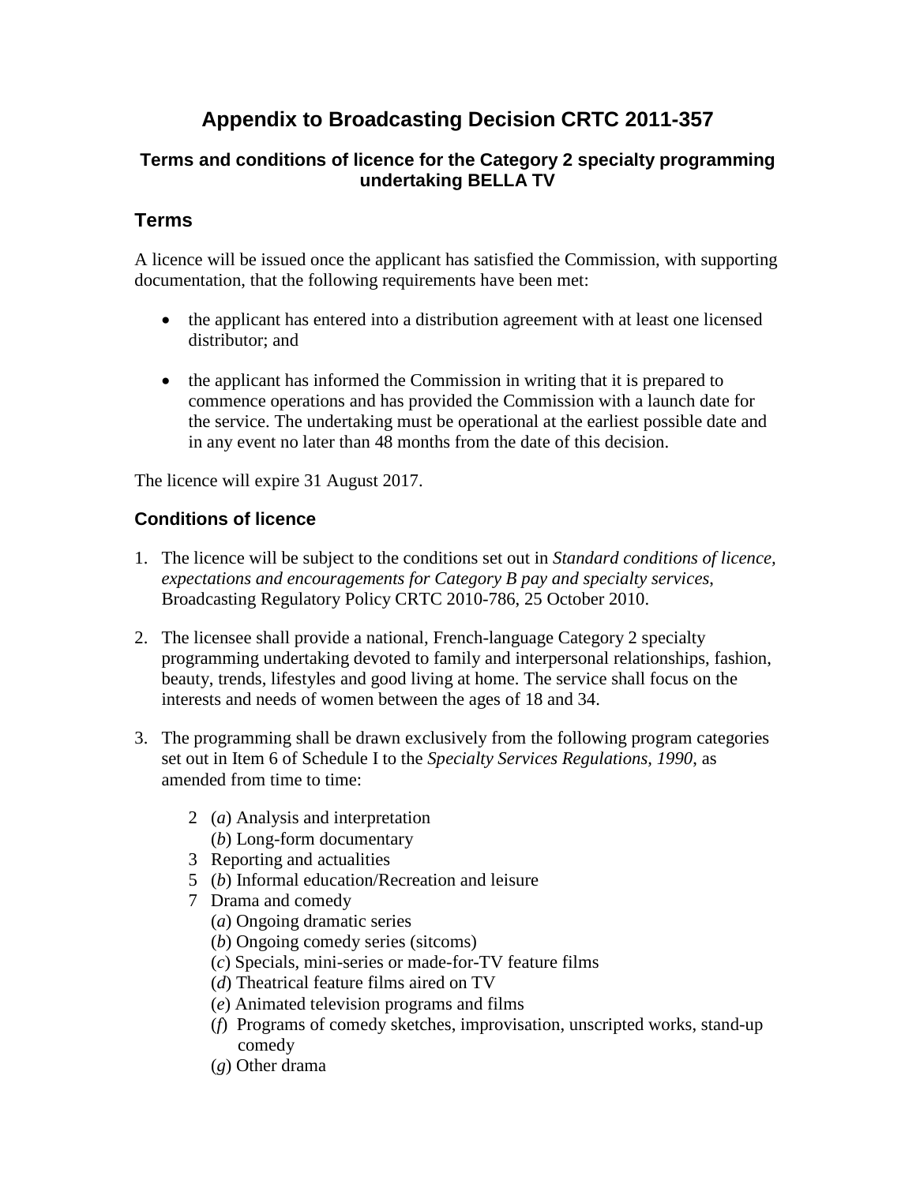# Appendix to Broadcasting Decision CRTC 2011-357

### Terms and conditions of licence for the Category 2 specialty programming undertaking BELLA TV

## Terms

A licence will be issued once the applicant has satisfied the Commission, with supporting documentation, that the following requirements have been met:

- the applicant has entered into a distribution agreement with at least one licensed distributor; and
- the applicant has informed the Commission in writing that it is prepared to commence operations and has provided the Commission with a launch date for the service. The undertaking must be operational at the earliest possible date and in any event no later than 48 months from the date of this decision.

The licence will expire 31 August 2017.

### Conditions of licence

1. The licence will be subject to the conditions set out in *Standard conditions of licence, expectations and encouragements for Category B pay and specialty services*, Broadcasting Regulatory Policy CRTC 2010-786, 25 October 2010.

2. The licensee shall provide a national, French-language Category 2 specialty programming undertaking devoted to family and interpersonal relationships, fashion, beauty, trends, lifestyles and good living at home. The service shall focus on the interests and needs of women between the ages of 18 and 34.

3. The programming shall be drawn exclusively from the following program categories set out in Item 6 of Schedule I to the *Specialty Services Regulations, 1990*, as amended from time to time:

   2 (*a*) Analysis and interpretation
   (*b*) Long-form documentary
   3 Reporting and actualities
   5 (*b*) Informal education/Recreation and leisure
   7 Drama and comedy
   (*a*) Ongoing dramatic series
   (*b*) Ongoing comedy series (sitcoms)
   (*c*) Specials, mini-series or made-for-TV feature films
   (*d*) Theatrical feature films aired on TV
   (*e*) Animated television programs and films
   (*f*) Programs of comedy sketches, improvisation, unscripted works, stand-up comedy
   (*g*) Other drama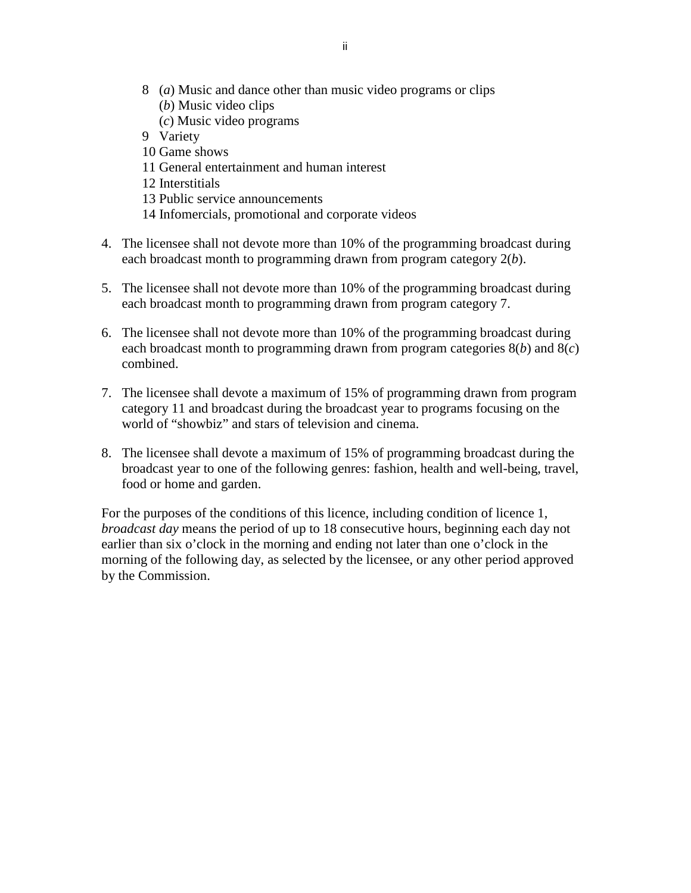8 (*a*) Music and dance other than music video programs or clips
  (*b*) Music video clips
  (*c*) Music video programs
9 Variety
10 Game shows
11 General entertainment and human interest
12 Interstitials
13 Public service announcements
14 Infomercials, promotional and corporate videos

4. The licensee shall not devote more than 10% of the programming broadcast during each broadcast month to programming drawn from program category 2(*b*).

5. The licensee shall not devote more than 10% of the programming broadcast during each broadcast month to programming drawn from program category 7.

6. The licensee shall not devote more than 10% of the programming broadcast during each broadcast month to programming drawn from program categories 8(*b*) and 8(*c*) combined.

7. The licensee shall devote a maximum of 15% of programming drawn from program category 11 and broadcast during the broadcast year to programs focusing on the world of "showbiz" and stars of television and cinema.

8. The licensee shall devote a maximum of 15% of programming broadcast during the broadcast year to one of the following genres: fashion, health and well-being, travel, food or home and garden.

For the purposes of the conditions of this licence, including condition of licence 1, *broadcast day* means the period of up to 18 consecutive hours, beginning each day not earlier than six o'clock in the morning and ending not later than one o'clock in the morning of the following day, as selected by the licensee, or any other period approved by the Commission.